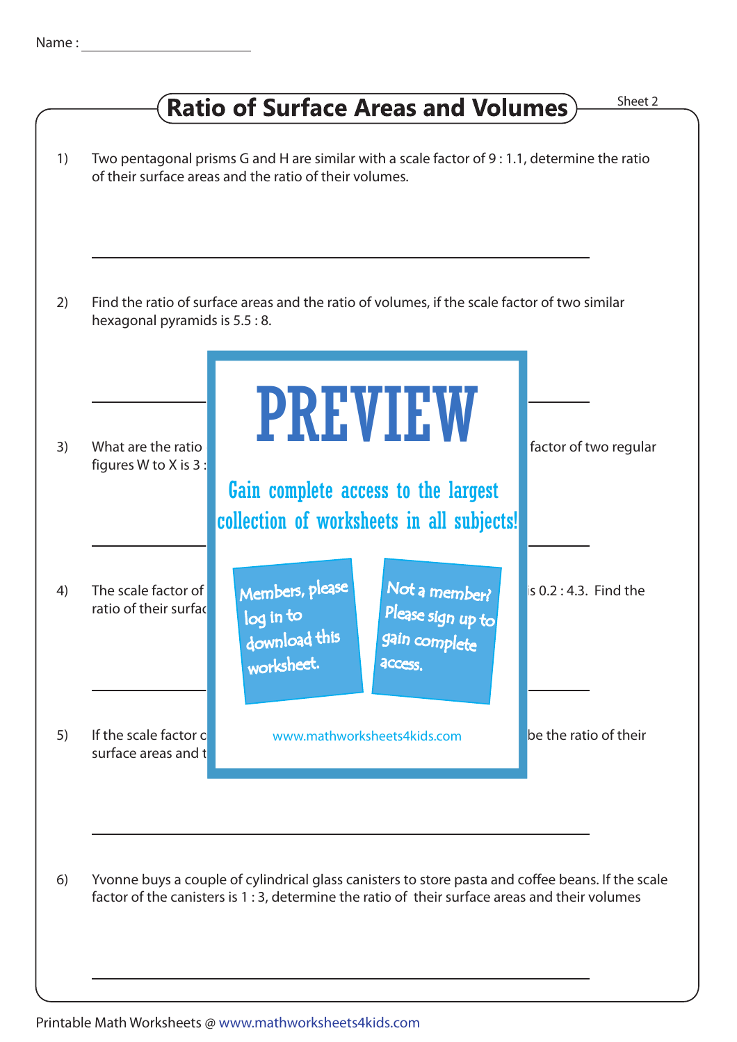Name :

# Ratio of Surface Areas and Volumes

Sheet 2

1) Two pentagonal prisms G and H are similar with a scale factor of 9 : 1.1, determine the ratio of their surface areas and the ratio of their volumes.

2) Find the ratio of surface areas and the ratio of volumes, if the scale factor of two similar hexagonal pyramids is 5.5 : 8.

# PREVIEW

Gain complete access to the largest collection of worksheets in all subjects!

Members, please log in to download this worksheet.

Not a member? Please sign up to gain complete access.

www.mathworksheets4kids.com

3) What are the ratio ... factor of two regular figures W to X is 3 :

4) The scale factor of ... is 0.2 : 4.3. Find the ratio of their surfac

5) If the scale factor o ... be the ratio of their surface areas and t

6) Yvonne buys a couple of cylindrical glass canisters to store pasta and coffee beans. If the scale factor of the canisters is 1 : 3, determine the ratio of their surface areas and their volumes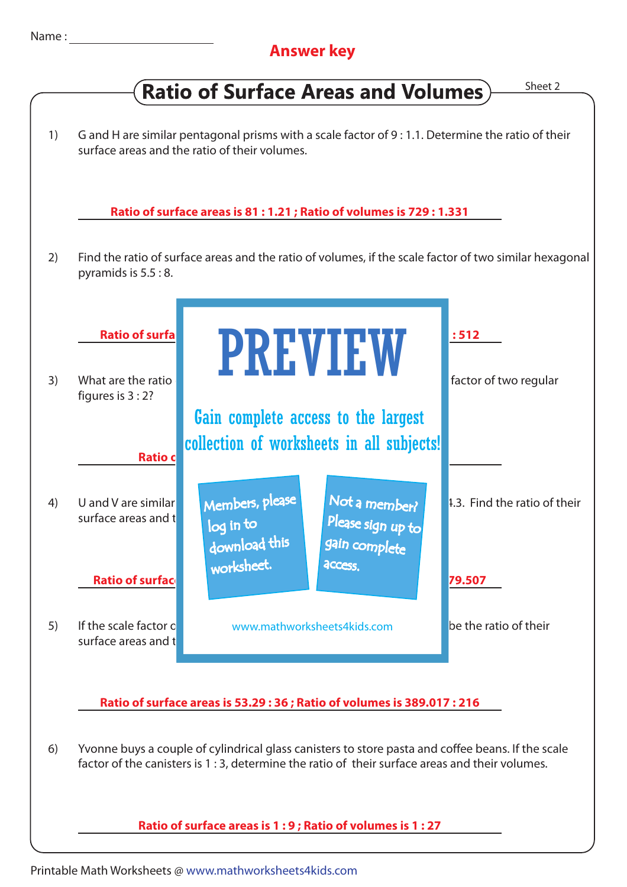Name : ____________________

**Answer key**

# Ratio of Surface Areas and Volumes

Sheet 2

1) G and H are similar pentagonal prisms with a scale factor of 9 : 1.1. Determine the ratio of their surface areas and the ratio of their volumes.

**Ratio of surface areas is 81 : 1.21 ; Ratio of volumes is 729 : 1.331**

2) Find the ratio of surface areas and the ratio of volumes, if the scale factor of two similar hexagonal pyramids is 5.5 : 8.

**Ratio of surfa ... : 512**

3) What are the ratio ... factor of two regular figures is 3 : 2?

**Ratio o ...**

4) U and V are similar ... 4.3. Find the ratio of their surface areas and t...

**Ratio of surfac ... 79.507**

5) If the scale factor o ... be the ratio of their surface areas and t...

**Ratio of surface areas is 53.29 : 36 ; Ratio of volumes is 389.017 : 216**

6) Yvonne buys a couple of cylindrical glass canisters to store pasta and coffee beans. If the scale factor of the canisters is 1 : 3, determine the ratio of their surface areas and their volumes.

**Ratio of surface areas is 1 : 9 ; Ratio of volumes is 1 : 27**

PREVIEW

Gain complete access to the largest collection of worksheets in all subjects!

Members, please log in to download this worksheet.

Not a member? Please sign up to gain complete access.

www.mathworksheets4kids.com

Printable Math Worksheets @ www.mathworksheets4kids.com